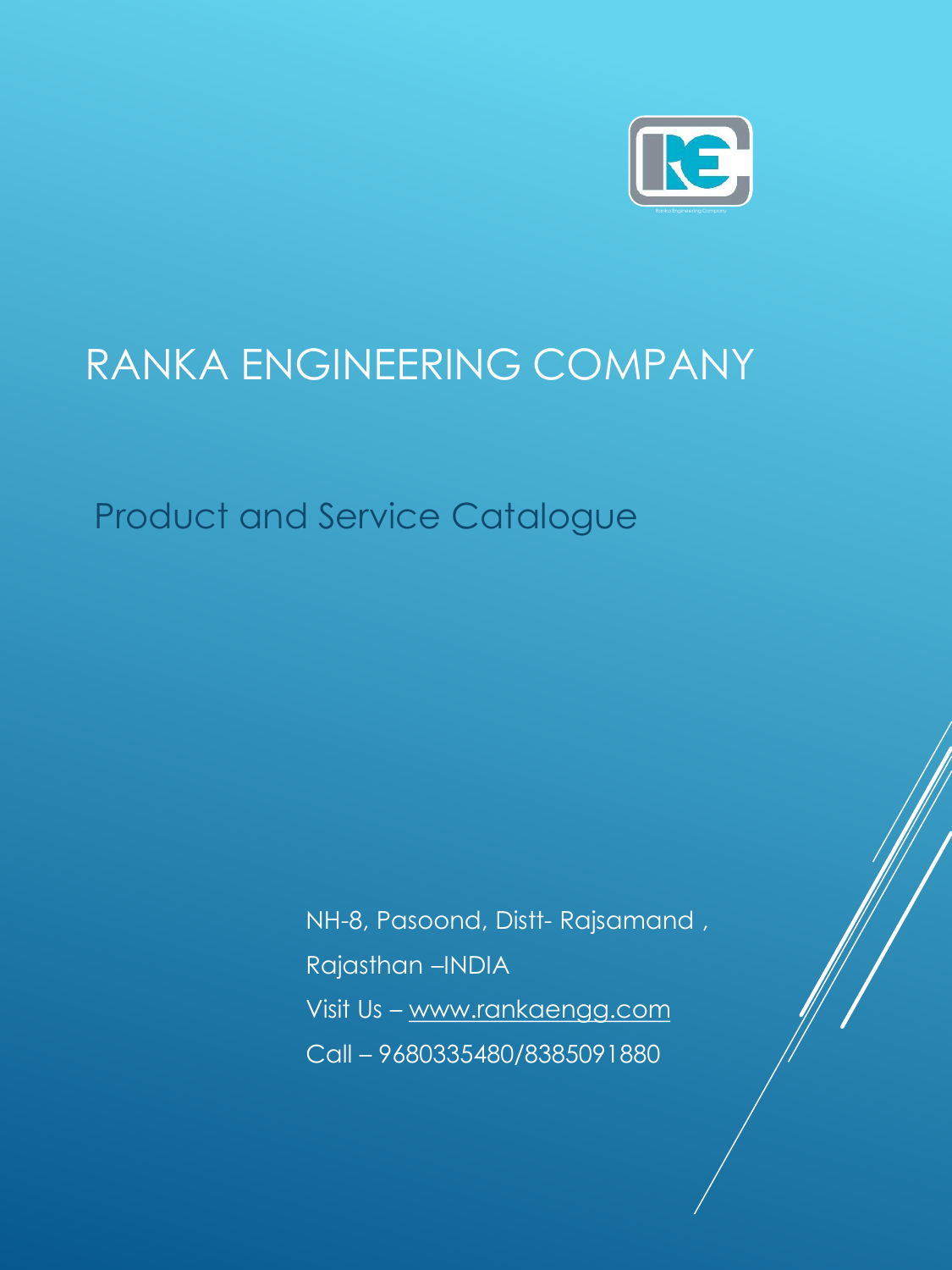# RANKA ENGINEERING COMPANY

## Product and Service Catalogue

NH-8, Pasoond, Distt- Rajsamand ,

Rajasthan –INDIA

Visit Us – www.rankaengg.com

Call – 9680335480/8385091880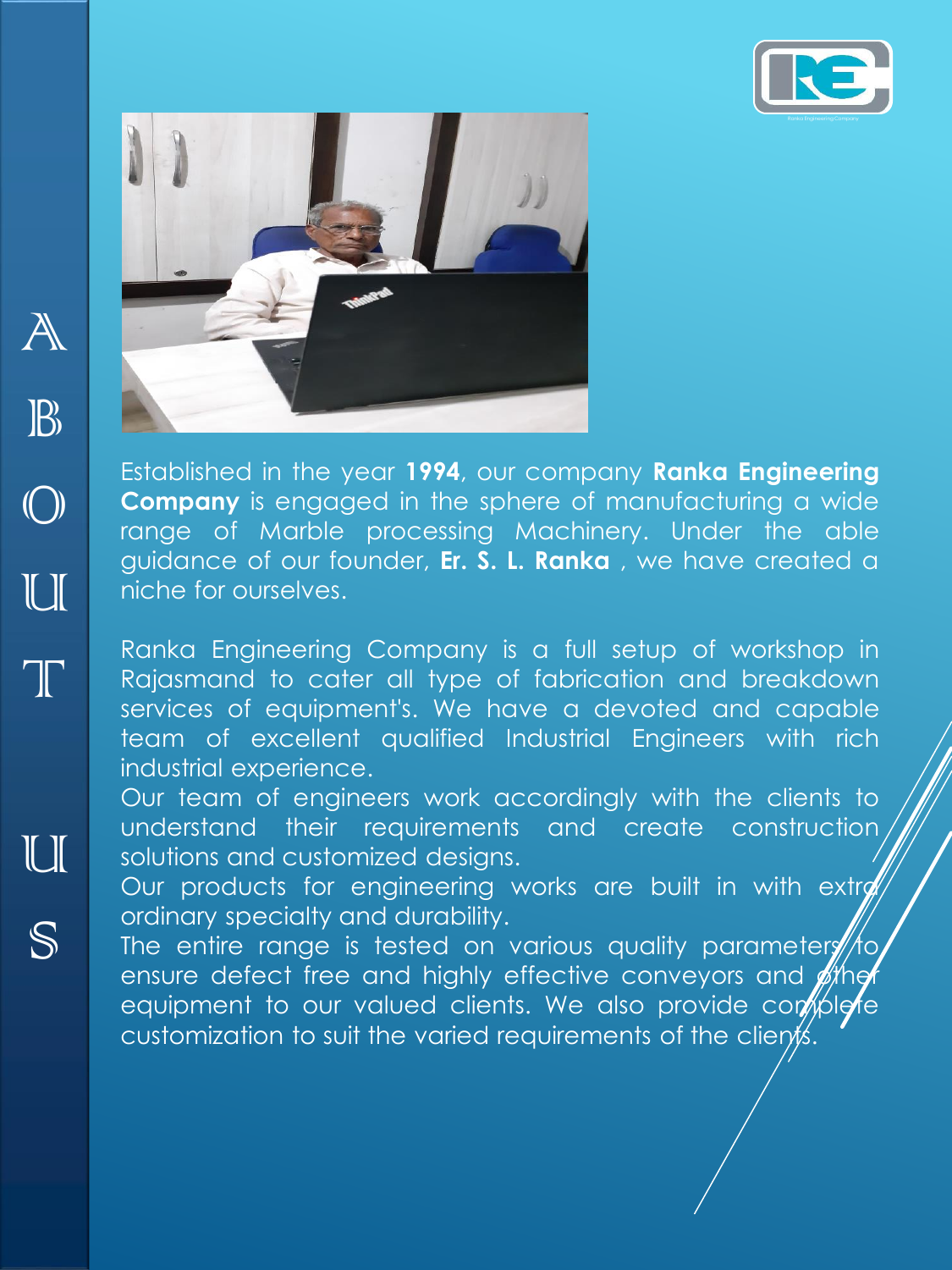# ABOUT US

Established in the year **1994**, our company **Ranka Engineering Company** is engaged in the sphere of manufacturing a wide range of Marble processing Machinery. Under the able guidance of our founder, **Er. S. L. Ranka** , we have created a niche for ourselves.

Ranka Engineering Company is a full setup of workshop in Rajasmand to cater all type of fabrication and breakdown services of equipment's. We have a devoted and capable team of excellent qualified Industrial Engineers with rich industrial experience.
Our team of engineers work accordingly with the clients to understand their requirements and create construction solutions and customized designs.
Our products for engineering works are built in with extra ordinary specialty and durability.
The entire range is tested on various quality parameters to ensure defect free and highly effective conveyors and other equipment to our valued clients. We also provide complete customization to suit the varied requirements of the clients.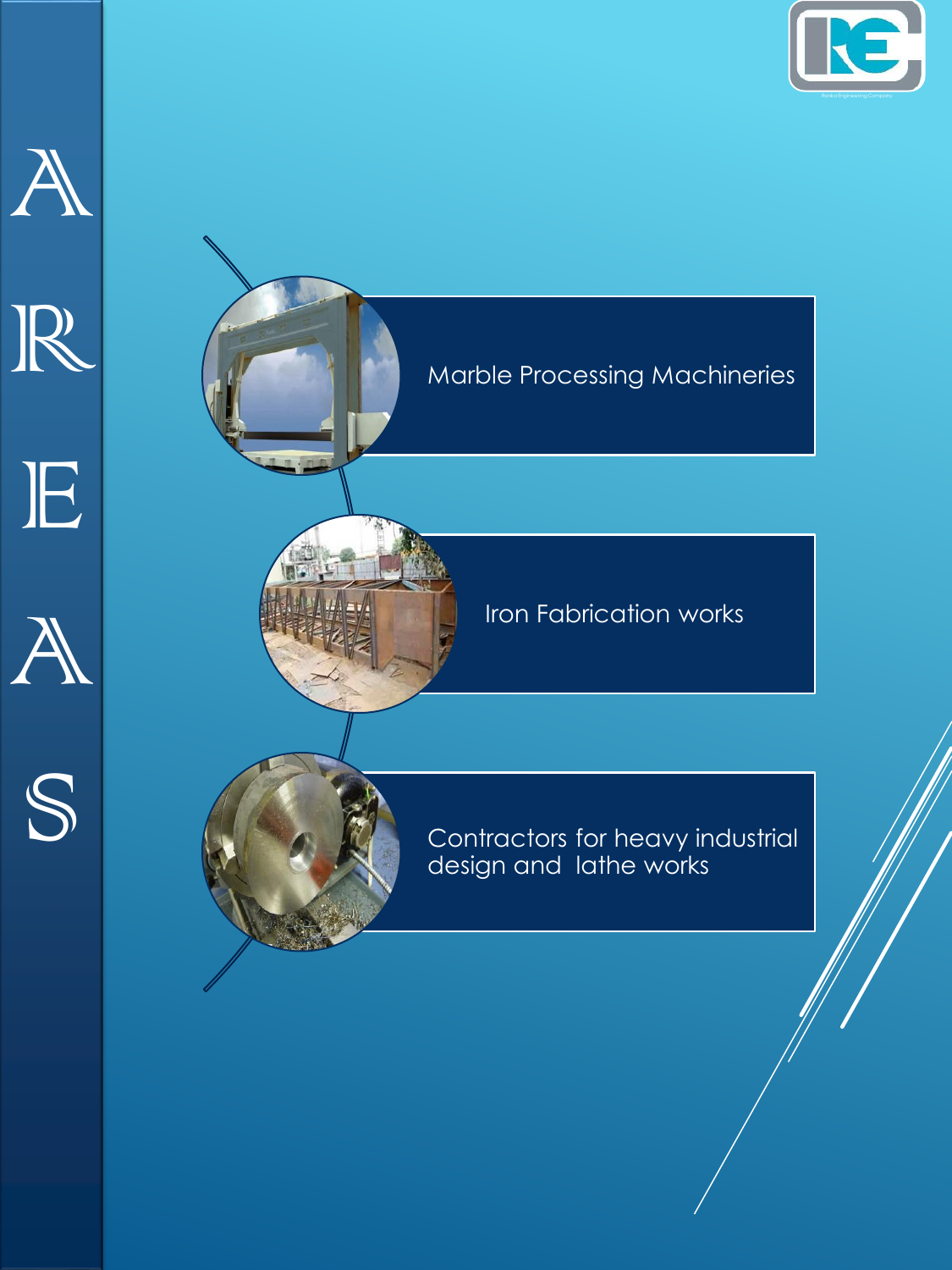# AREAS

- Marble Processing Machineries
- Iron Fabrication works
- Contractors for heavy industrial design and lathe works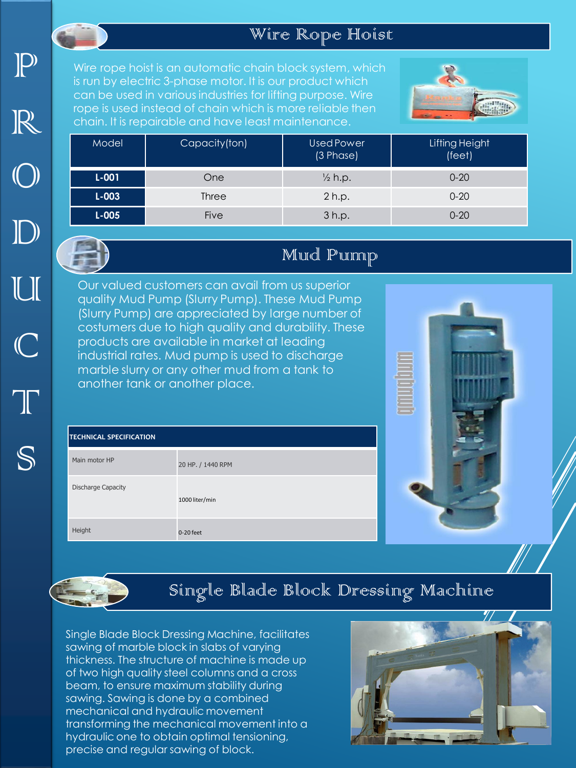# PRODUCTS

## Wire Rope Hoist

Wire rope hoist is an automatic chain block system, which is run by electric 3-phase motor. It is our product which can be used in various industries for lifting purpose. Wire rope is used instead of chain which is more reliable then chain. It is repairable and have least maintenance.

| Model | Capacity(ton) | Used Power (3 Phase) | Lifting Height (feet) |
|---|---|---|---|
| **L-001** | One | ½ h.p. | 0-20 |
| **L-003** | Three | 2 h.p. | 0-20 |
| **L-005** | Five | 3 h.p. | 0-20 |

## Mud Pump

Our valued customers can avail from us superior quality Mud Pump (Slurry Pump). These Mud Pump (Slurry Pump) are appreciated by large number of costumers due to high quality and durability. These products are available in market at leading industrial rates. Mud pump is used to discharge marble slurry or any other mud from a tank to another tank or another place.

| TECHNICAL SPECIFICATION | |
|---|---|
| Main motor HP | 20 HP. / 1440 RPM |
| Discharge Capacity | 1000 liter/min |
| Height | 0-20 feet |

## Single Blade Block Dressing Machine

Single Blade Block Dressing Machine, facilitates sawing of marble block in slabs of varying thickness. The structure of machine is made up of two high quality steel columns and a cross beam, to ensure maximum stability during sawing. Sawing is done by a combined mechanical and hydraulic movement transforming the mechanical movement into a hydraulic one to obtain optimal tensioning, precise and regular sawing of block.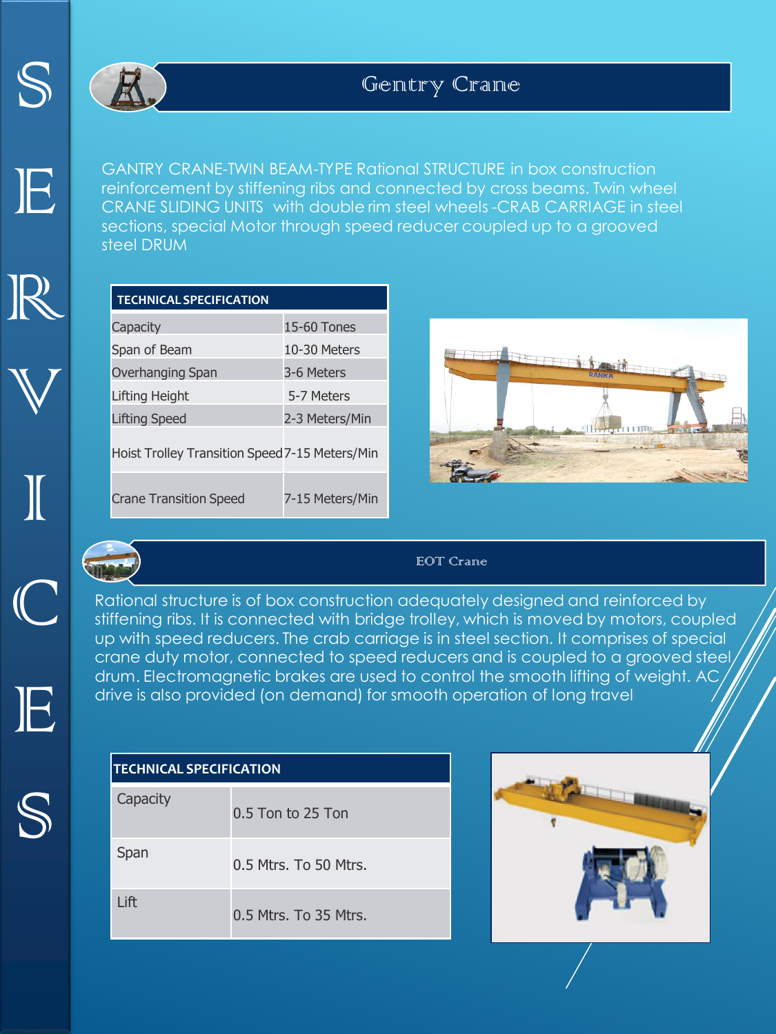# Gentry Crane

GANTRY CRANE-TWIN BEAM-TYPE Rational STRUCTURE in box construction reinforcement by stiffening ribs and connected by cross beams. Twin wheel CRANE SLIDING UNITS with double rim steel wheels -CRAB CARRIAGE in steel sections, special Motor through speed reducer coupled up to a grooved steel DRUM

| TECHNICAL SPECIFICATION | |
|---|---|
| Capacity | 15-60 Tones |
| Span of Beam | 10-30 Meters |
| Overhanging Span | 3-6 Meters |
| Lifting Height | 5-7 Meters |
| Lifting Speed | 2-3 Meters/Min |
| Hoist Trolley Transition Speed | 7-15 Meters/Min |
| Crane Transition Speed | 7-15 Meters/Min |

# EOT Crane

Rational structure is of box construction adequately designed and reinforced by stiffening ribs. It is connected with bridge trolley, which is moved by motors, coupled up with speed reducers. The crab carriage is in steel section. It comprises of special crane duty motor, connected to speed reducers and is coupled to a grooved steel drum. Electromagnetic brakes are used to control the smooth lifting of weight. AC drive is also provided (on demand) for smooth operation of long travel

| TECHNICAL SPECIFICATION | |
|---|---|
| Capacity | 0.5 Ton to 25 Ton |
| Span | 0.5 Mtrs. To 50 Mtrs. |
| Lift | 0.5 Mtrs. To 35 Mtrs. |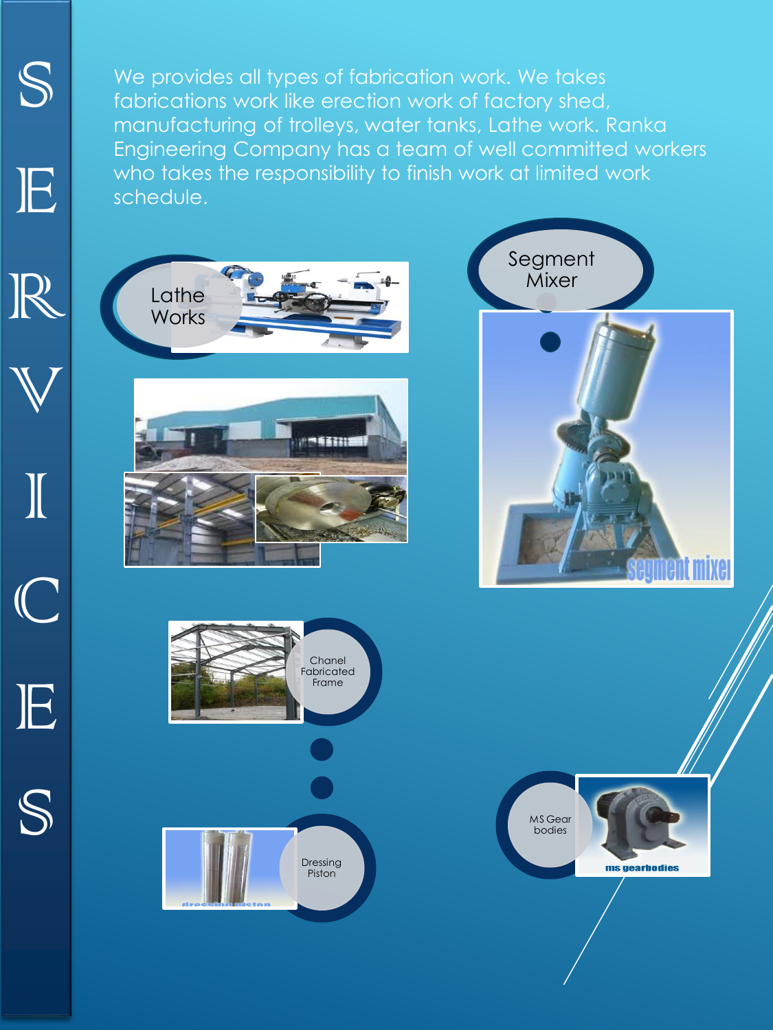# SERVICES

We provides all types of fabrication work. We takes fabrications work like erection work of factory shed, manufacturing of trolleys, water tanks, Lathe work. Ranka Engineering Company has a team of well committed workers who takes the responsibility to finish work at limited work schedule.

- Lathe Works
- Segment Mixer
- Chanel Fabricated Frame
- Dressing Piston
- MS Gear bodies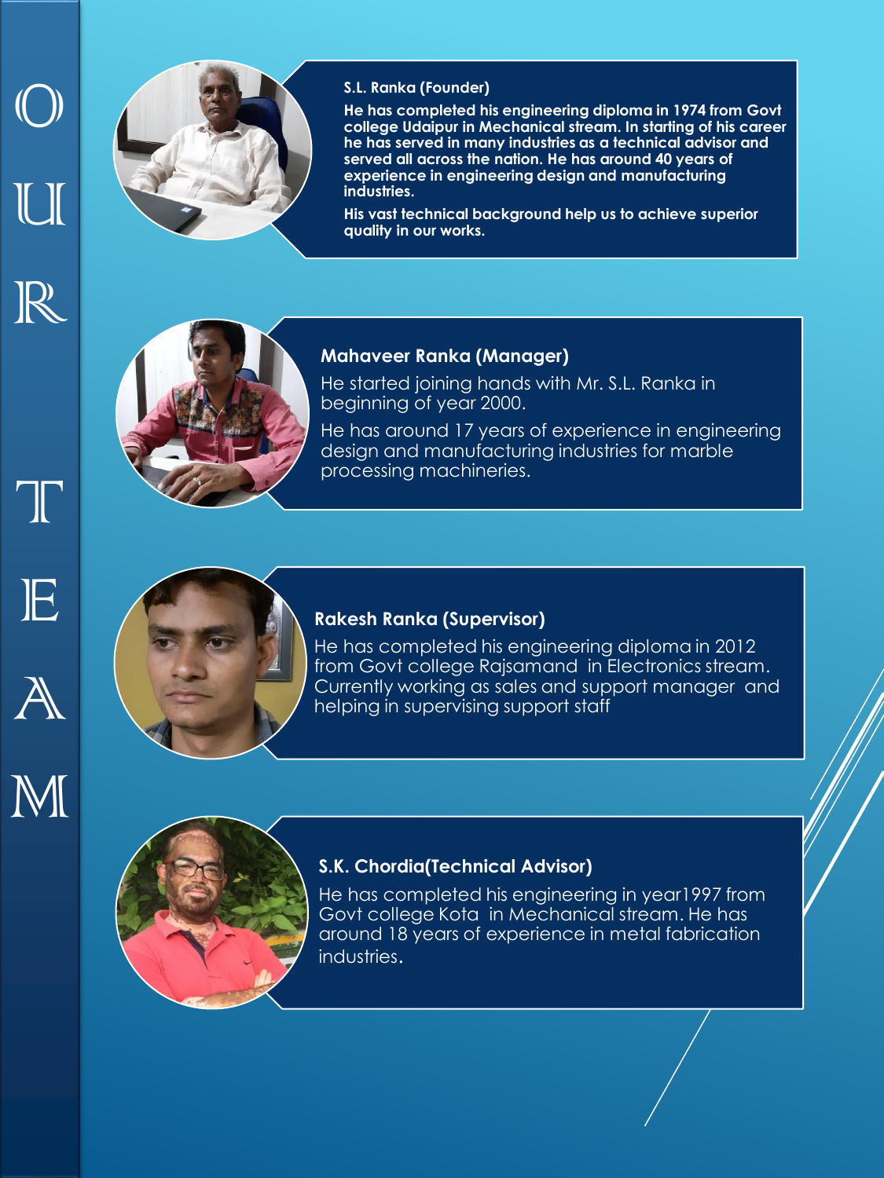# OUR TEAM

**S.L. Ranka (Founder)**

**He has completed his engineering diploma in 1974 from Govt college Udaipur in Mechanical stream. In starting of his career he has served in many industries as a technical advisor and served all across the nation. He has around 40 years of experience in engineering design and manufacturing industries.**

**His vast technical background help us to achieve superior quality in our works.**

**Mahaveer Ranka (Manager)**

He started joining hands with Mr. S.L. Ranka in beginning of year 2000.

He has around 17 years of experience in engineering design and manufacturing industries for marble processing machineries.

**Rakesh Ranka (Supervisor)**

He has completed his engineering diploma in 2012 from Govt college Rajsamand in Electronics stream. Currently working as sales and support manager and helping in supervising support staff

**S.K. Chordia(Technical Advisor)**

He has completed his engineering in year1997 from Govt college Kota in Mechanical stream. He has around 18 years of experience in metal fabrication industries.